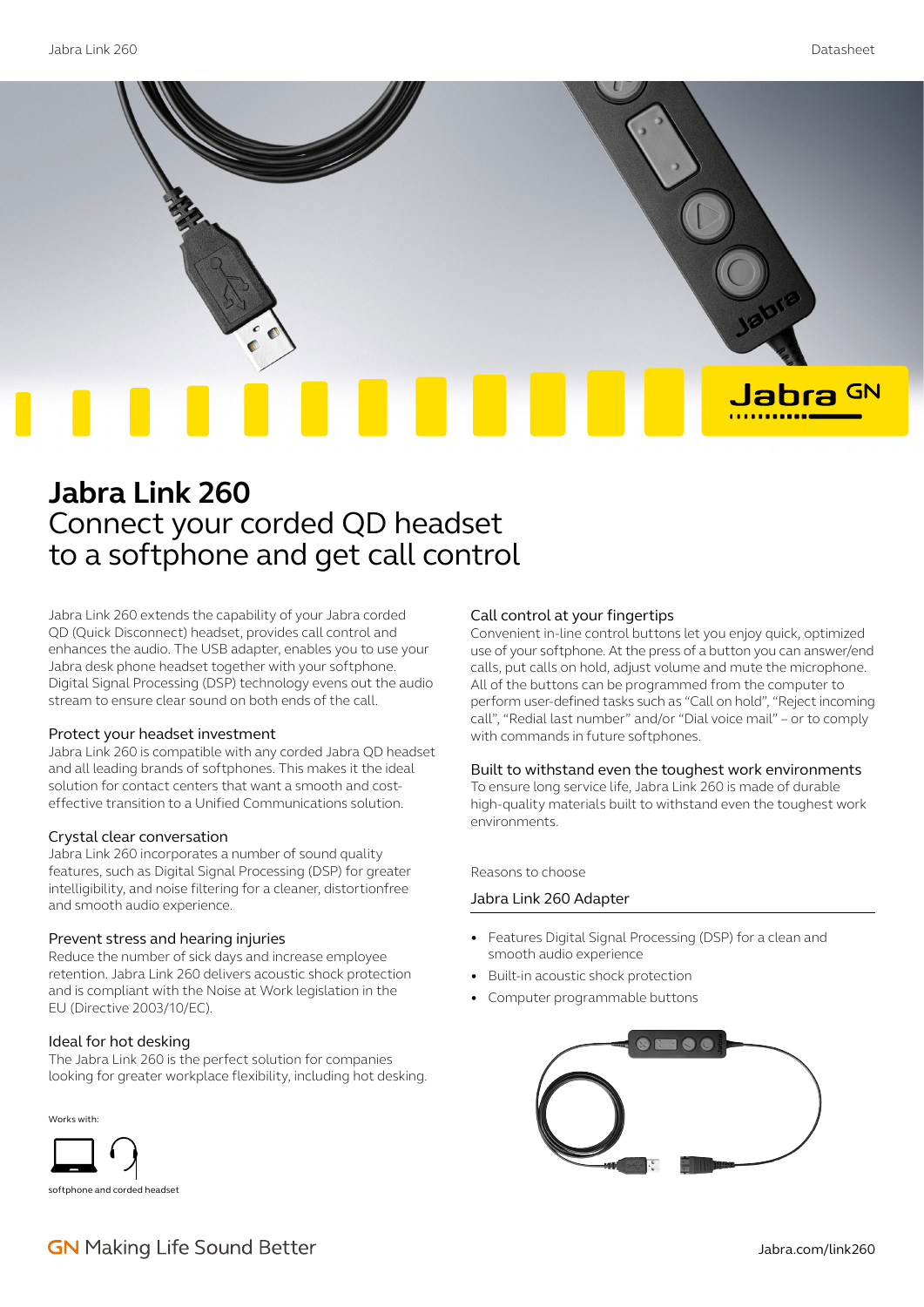# Jabra Link 260

## Connect your corded QD headset to a softphone and get call control

Jabra Link 260 extends the capability of your Jabra corded QD (Quick Disconnect) headset, provides call control and enhances the audio. The USB adapter, enables you to use your Jabra desk phone headset together with your softphone. Digital Signal Processing (DSP) technology evens out the audio stream to ensure clear sound on both ends of the call.

### Protect your headset investment

Jabra Link 260 is compatible with any corded Jabra QD headset and all leading brands of softphones. This makes it the ideal solution for contact centers that want a smooth and cost-effective transition to a Unified Communications solution.

### Crystal clear conversation

Jabra Link 260 incorporates a number of sound quality features, such as Digital Signal Processing (DSP) for greater intelligibility, and noise filtering for a cleaner, distortionfree and smooth audio experience.

### Prevent stress and hearing injuries

Reduce the number of sick days and increase employee retention. Jabra Link 260 delivers acoustic shock protection and is compliant with the Noise at Work legislation in the EU (Directive 2003/10/EC).

### Ideal for hot desking

The Jabra Link 260 is the perfect solution for companies looking for greater workplace flexibility, including hot desking.

Works with:

softphone and corded headset

### Call control at your fingertips

Convenient in-line control buttons let you enjoy quick, optimized use of your softphone. At the press of a button you can answer/end calls, put calls on hold, adjust volume and mute the microphone. All of the buttons can be programmed from the computer to perform user-defined tasks such as "Call on hold", "Reject incoming call", "Redial last number" and/or "Dial voice mail" – or to comply with commands in future softphones.

### Built to withstand even the toughest work environments

To ensure long service life, Jabra Link 260 is made of durable high-quality materials built to withstand even the toughest work environments.

Reasons to choose

### Jabra Link 260 Adapter

- Features Digital Signal Processing (DSP) for a clean and smooth audio experience
- Built-in acoustic shock protection
- Computer programmable buttons

GN Making Life Sound Better

Jabra.com/link260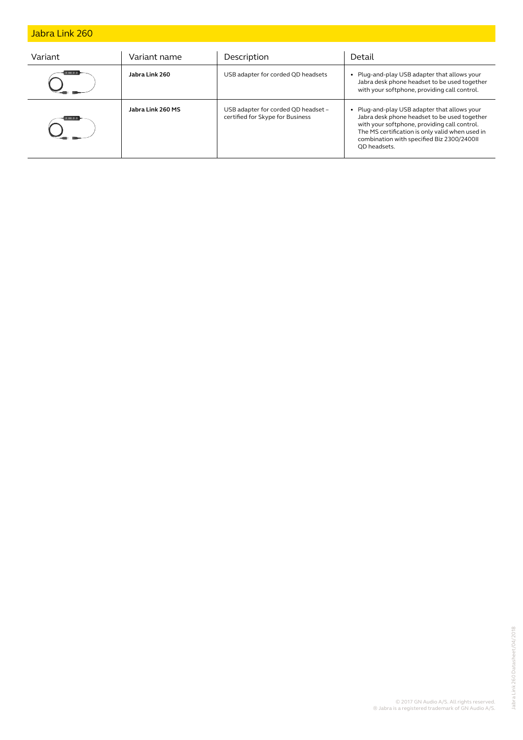## Jabra Link 260

| Variant | Variant name | Description | Detail |
| --- | --- | --- | --- |
| | **Jabra Link 260** | USB adapter for corded QD headsets | • Plug-and-play USB adapter that allows your Jabra desk phone headset to be used together with your softphone, providing call control. |
| | **Jabra Link 260 MS** | USB adapter for corded QD headset – certified for Skype for Business | • Plug-and-play USB adapter that allows your Jabra desk phone headset to be used together with your softphone, providing call control. The MS certification is only valid when used in combination with specified Biz 2300/2400II QD headsets. |

© 2017 GN Audio A/S. All rights reserved.
® Jabra is a registered trademark of GN Audio A/S.

Jabra Link 260 Datasheet/04/2018